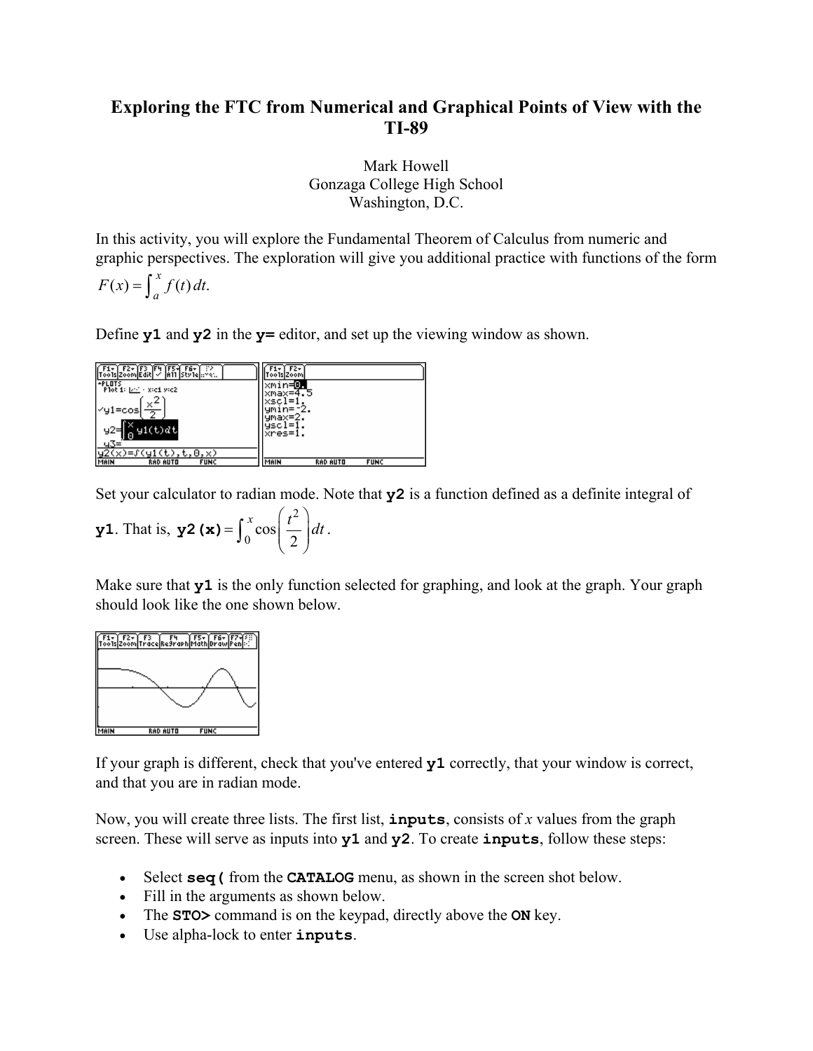# Exploring the FTC from Numerical and Graphical Points of View with the TI-89

Mark Howell
Gonzaga College High School
Washington, D.C.

In this activity, you will explore the Fundamental Theorem of Calculus from numeric and graphic perspectives. The exploration will give you additional practice with functions of the form $F(x) = \int_a^x f(t)\,dt.$

Define **y1** and **y2** in the **y=** editor, and set up the viewing window as shown.

Set your calculator to radian mode. Note that **y2** is a function defined as a definite integral of **y1**. That is, **y2(x)** $= \int_0^x \cos\left(\frac{t^2}{2}\right) dt$.

Make sure that **y1** is the only function selected for graphing, and look at the graph. Your graph should look like the one shown below.

If your graph is different, check that you've entered **y1** correctly, that your window is correct, and that you are in radian mode.

Now, you will create three lists. The first list, **inputs**, consists of *x* values from the graph screen. These will serve as inputs into **y1** and **y2**. To create **inputs**, follow these steps:

- Select **seq(** from the **CATALOG** menu, as shown in the screen shot below.
- Fill in the arguments as shown below.
- The **STO>** command is on the keypad, directly above the **ON** key.
- Use alpha-lock to enter **inputs**.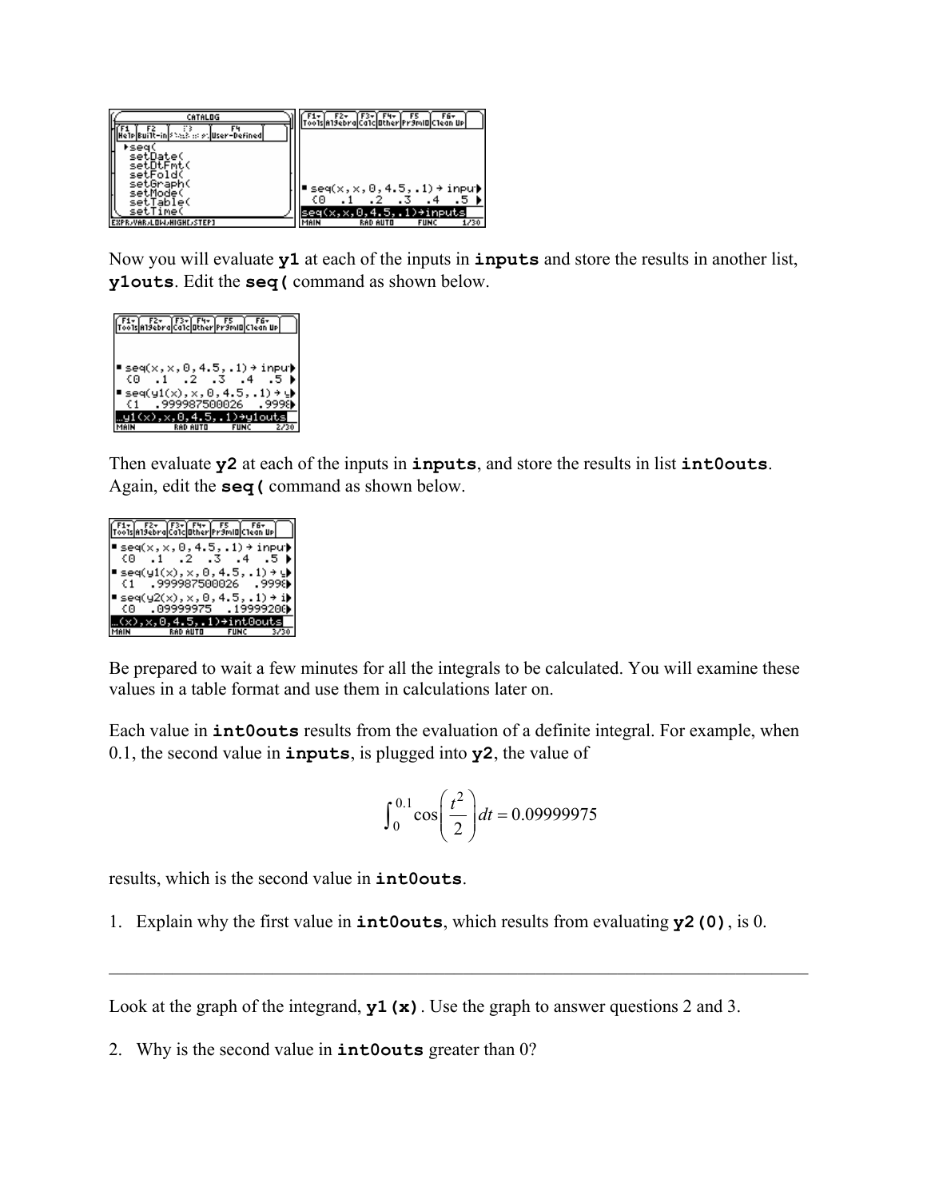Now you will evaluate **y1** at each of the inputs in **inputs** and store the results in another list, **y1outs**. Edit the **seq(** command as shown below.

Then evaluate **y2** at each of the inputs in **inputs**, and store the results in list **int0outs**. Again, edit the **seq(** command as shown below.

Be prepared to wait a few minutes for all the integrals to be calculated. You will examine these values in a table format and use them in calculations later on.

Each value in **int0outs** results from the evaluation of a definite integral. For example, when 0.1, the second value in **inputs**, is plugged into **y2**, the value of

$$\int_0^{0.1} \cos\left(\frac{t^2}{2}\right) dt = 0.09999975$$

results, which is the second value in **int0outs**.

1. Explain why the first value in **int0outs**, which results from evaluating **y2(0)**, is 0.

---

Look at the graph of the integrand, **y1(x)**. Use the graph to answer questions 2 and 3.

2. Why is the second value in **int0outs** greater than 0?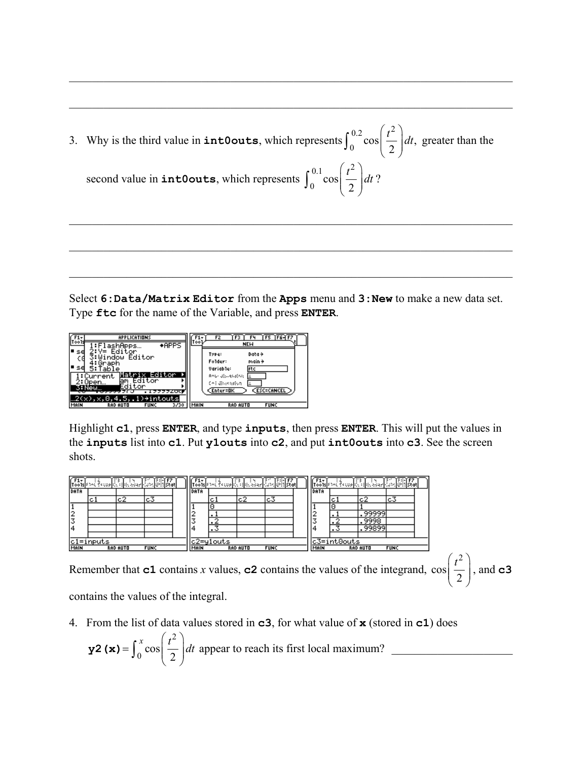\_\_\_\_\_\_\_\_\_\_\_\_\_\_\_\_\_\_\_\_\_\_\_\_\_\_\_\_\_\_\_\_\_\_\_\_\_\_\_\_\_\_\_\_\_\_\_\_\_\_\_\_\_\_\_\_\_\_\_\_\_\_\_\_\_\_\_\_\_\_\_\_\_\_\_\_\_\_\_\_

\_\_\_\_\_\_\_\_\_\_\_\_\_\_\_\_\_\_\_\_\_\_\_\_\_\_\_\_\_\_\_\_\_\_\_\_\_\_\_\_\_\_\_\_\_\_\_\_\_\_\_\_\_\_\_\_\_\_\_\_\_\_\_\_\_\_\_\_\_\_\_\_\_\_\_\_\_\_\_\_

3. Why is the third value in **`int0outs`**, which represents $\int_0^{0.2} \cos\left(\frac{t^2}{2}\right)dt$, greater than the second value in **`int0outs`**, which represents $\int_0^{0.1} \cos\left(\frac{t^2}{2}\right)dt$?

\_\_\_\_\_\_\_\_\_\_\_\_\_\_\_\_\_\_\_\_\_\_\_\_\_\_\_\_\_\_\_\_\_\_\_\_\_\_\_\_\_\_\_\_\_\_\_\_\_\_\_\_\_\_\_\_\_\_\_\_\_\_\_\_\_\_\_\_\_\_\_\_\_\_\_\_\_\_\_\_

\_\_\_\_\_\_\_\_\_\_\_\_\_\_\_\_\_\_\_\_\_\_\_\_\_\_\_\_\_\_\_\_\_\_\_\_\_\_\_\_\_\_\_\_\_\_\_\_\_\_\_\_\_\_\_\_\_\_\_\_\_\_\_\_\_\_\_\_\_\_\_\_\_\_\_\_\_\_\_\_

\_\_\_\_\_\_\_\_\_\_\_\_\_\_\_\_\_\_\_\_\_\_\_\_\_\_\_\_\_\_\_\_\_\_\_\_\_\_\_\_\_\_\_\_\_\_\_\_\_\_\_\_\_\_\_\_\_\_\_\_\_\_\_\_\_\_\_\_\_\_\_\_\_\_\_\_\_\_\_\_

Select **`6:Data/Matrix Editor`** from the **`Apps`** menu and **`3:New`** to make a new data set. Type **`ftc`** for the name of the Variable, and press **`ENTER`**.

Highlight **`c1`**, press **`ENTER`**, and type **`inputs`**, then press **`ENTER`**. This will put the values in the **`inputs`** list into **`c1`**. Put **`y1outs`** into **`c2`**, and put **`int0outs`** into **`c3`**. See the screen shots.

Remember that **`c1`** contains $x$ values, **`c2`** contains the values of the integrand, $\cos\left(\frac{t^2}{2}\right)$, and **`c3`** contains the values of the integral.

4. From the list of data values stored in **`c3`**, for what value of **`x`** (stored in **`c1`**) does **`y2(x)`** $= \int_0^{x} \cos\left(\frac{t^2}{2}\right)dt$ appear to reach its first local maximum? \_\_\_\_\_\_\_\_\_\_\_\_\_\_\_\_\_\_\_\_\_\_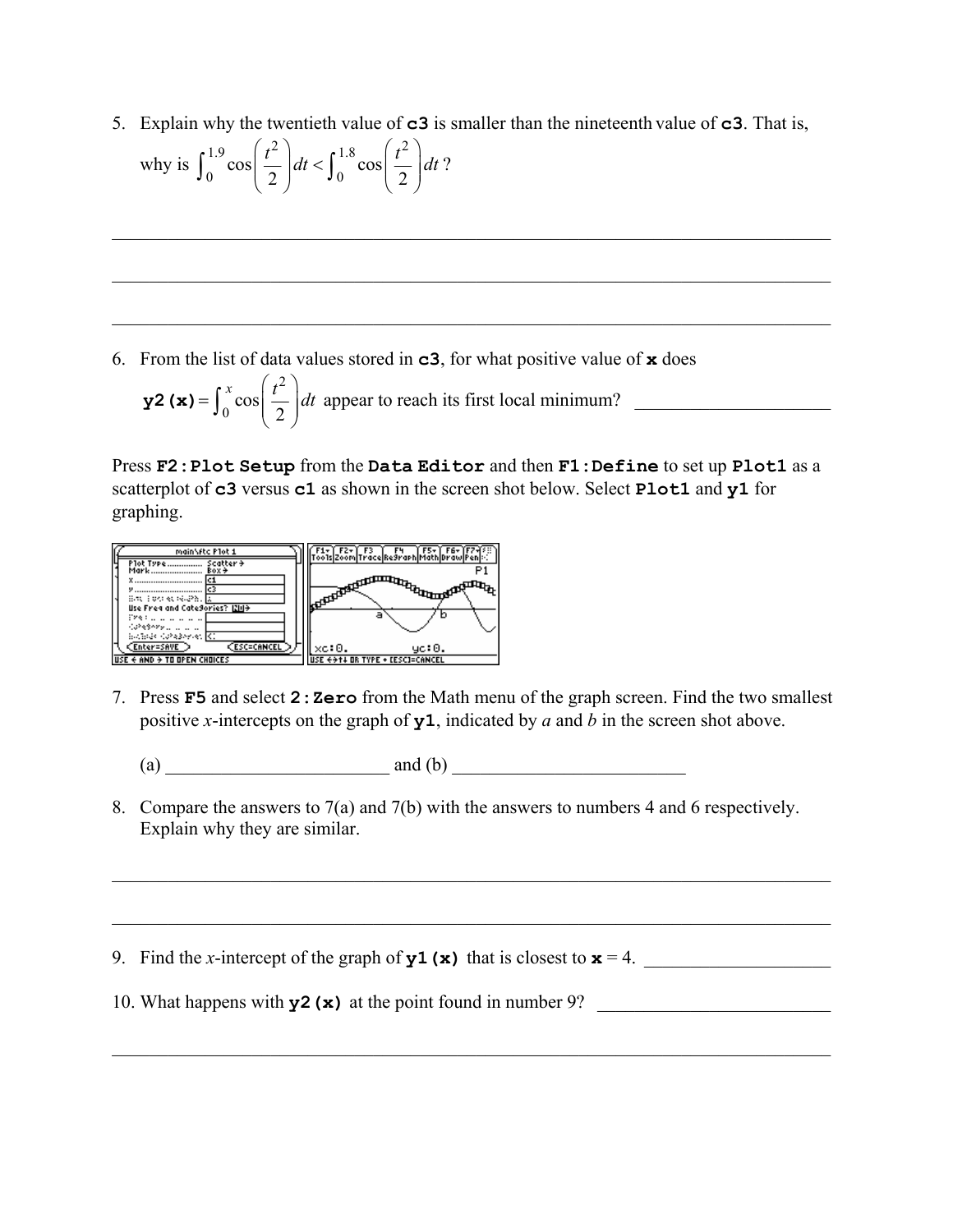5. Explain why the twentieth value of **c3** is smaller than the nineteenth value of **c3**. That is, why is $\int_0^{1.9} \cos\left(\frac{t^2}{2}\right)dt < \int_0^{1.8} \cos\left(\frac{t^2}{2}\right)dt$ ?

_______________________________________________________________________________

_______________________________________________________________________________

_______________________________________________________________________________

6. From the list of data values stored in **c3**, for what positive value of **x** does **y2(x)**$= \int_0^{x} \cos\left(\frac{t^2}{2}\right)dt$ appear to reach its first local minimum? ____________________

Press **F2:Plot Setup** from the **Data Editor** and then **F1:Define** to set up **Plot1** as a scatterplot of **c3** versus **c1** as shown in the screen shot below. Select **Plot1** and **y1** for graphing.

7. Press **F5** and select **2:Zero** from the Math menu of the graph screen. Find the two smallest positive *x*-intercepts on the graph of **y1**, indicated by *a* and *b* in the screen shot above.

   (a) ________________________ and (b) ________________________

8. Compare the answers to 7(a) and 7(b) with the answers to numbers 4 and 6 respectively. Explain why they are similar.

_______________________________________________________________________________

_______________________________________________________________________________

9. Find the *x*-intercept of the graph of **y1(x)** that is closest to **x** = 4. ____________________

10. What happens with **y2(x)** at the point found in number 9? ________________________

_______________________________________________________________________________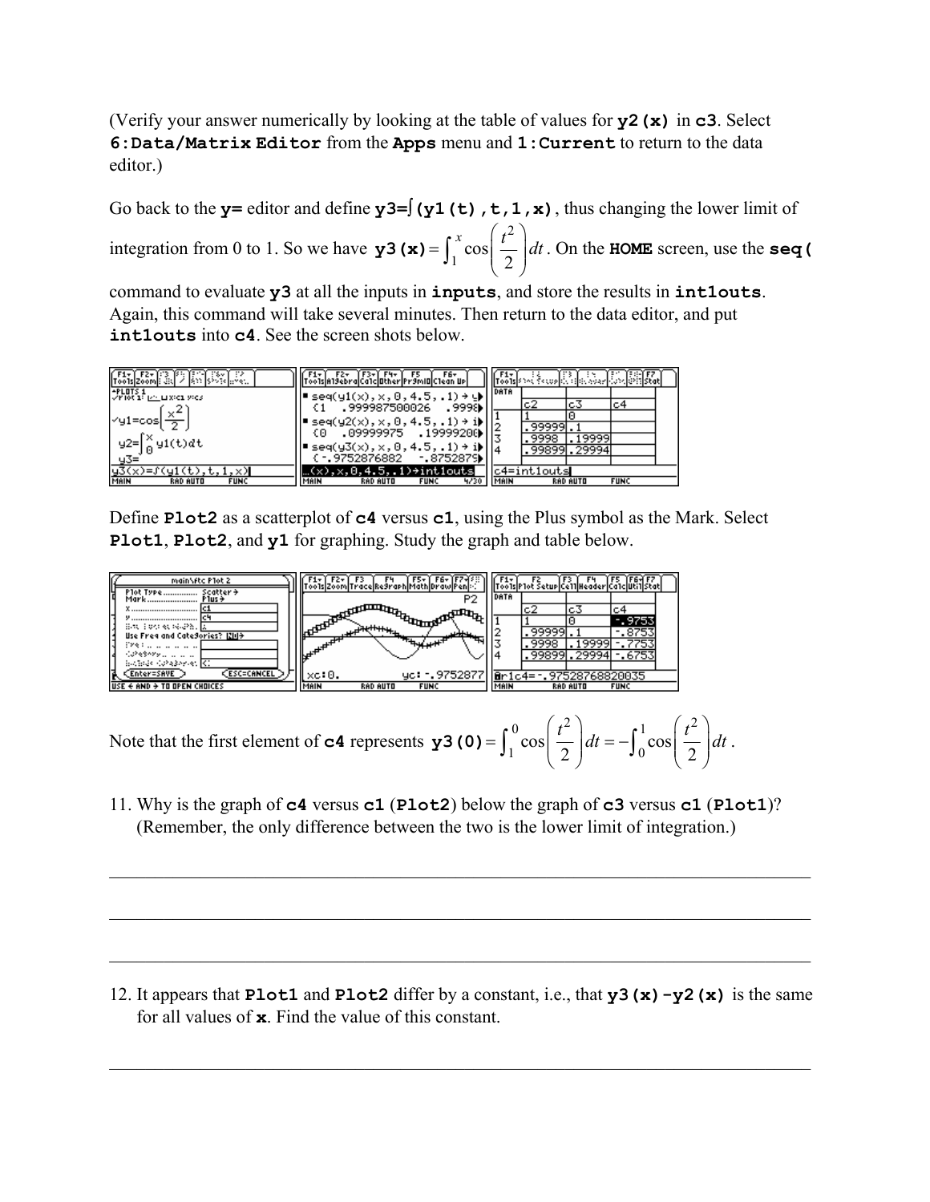(Verify your answer numerically by looking at the table of values for **y2(x)** in **c3**. Select **6:Data/Matrix Editor** from the **Apps** menu and **1:Current** to return to the data editor.)

Go back to the **y=** editor and define **y3=∫(y1(t),t,1,x)**, thus changing the lower limit of integration from 0 to 1. So we have **y3(x)**$=\int_1^x \cos\left(\frac{t^2}{2}\right)dt$. On the **HOME** screen, use the **seq(** command to evaluate **y3** at all the inputs in **inputs**, and store the results in **int1outs**. Again, this command will take several minutes. Then return to the data editor, and put **int1outs** into **c4**. See the screen shots below.

Define **Plot2** as a scatterplot of **c4** versus **c1**, using the Plus symbol as the Mark. Select **Plot1**, **Plot2**, and **y1** for graphing. Study the graph and table below.

Note that the first element of **c4** represents **y3(0)**$=\int_1^0 \cos\left(\frac{t^2}{2}\right)dt = -\int_0^1 \cos\left(\frac{t^2}{2}\right)dt$.

11. Why is the graph of **c4** versus **c1** (**Plot2**) below the graph of **c3** versus **c1** (**Plot1**)? (Remember, the only difference between the two is the lower limit of integration.)

______________________________________________________________________________

______________________________________________________________________________

______________________________________________________________________________

12. It appears that **Plot1** and **Plot2** differ by a constant, i.e., that **y3(x)-y2(x)** is the same for all values of **x**. Find the value of this constant.

______________________________________________________________________________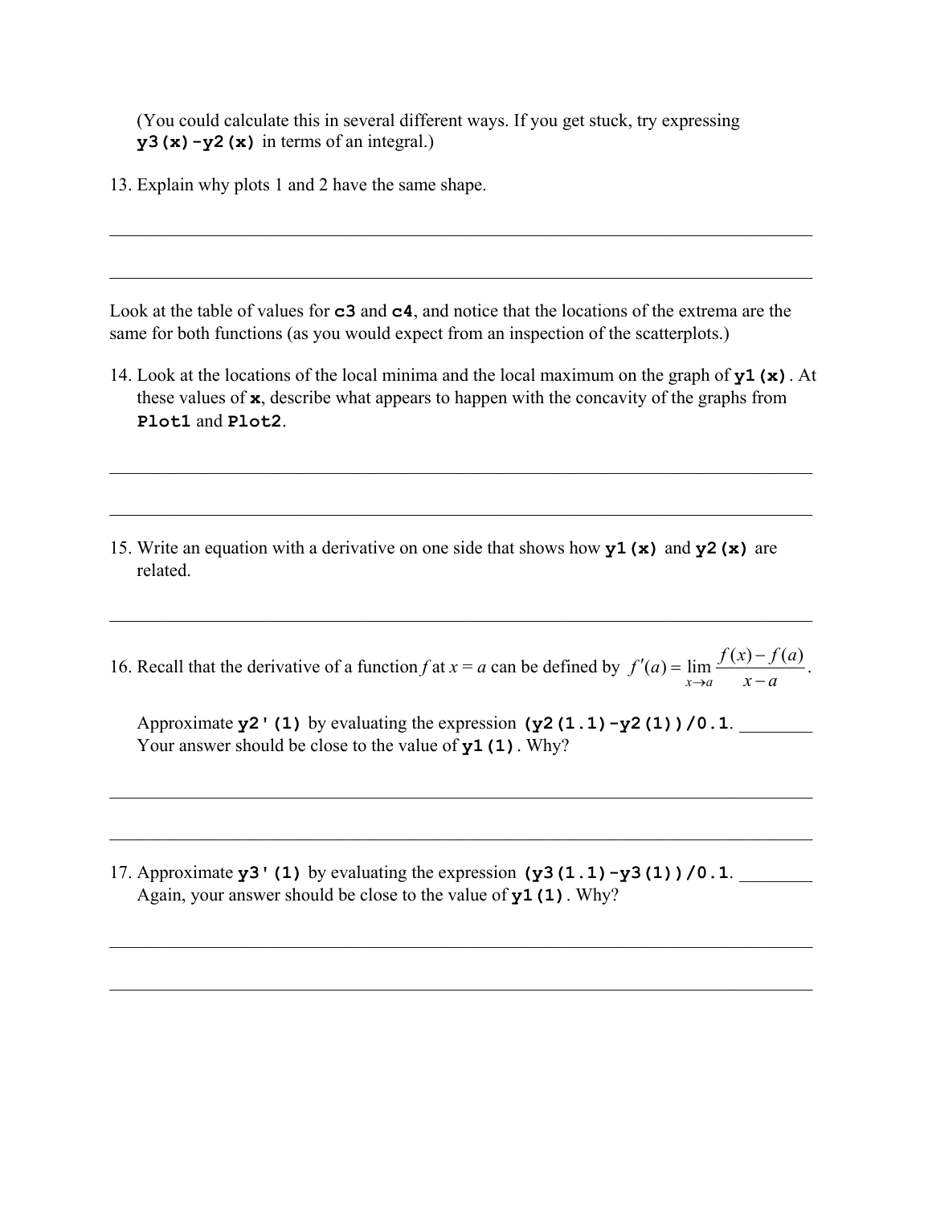(You could calculate this in several different ways. If you get stuck, try expressing **y3(x)-y2(x)** in terms of an integral.)

13. Explain why plots 1 and 2 have the same shape.

_______________________________________________________________________________

_______________________________________________________________________________

Look at the table of values for **c3** and **c4**, and notice that the locations of the extrema are the same for both functions (as you would expect from an inspection of the scatterplots.)

14. Look at the locations of the local minima and the local maximum on the graph of **y1(x)**. At these values of **x**, describe what appears to happen with the concavity of the graphs from **Plot1** and **Plot2**.

_______________________________________________________________________________

_______________________________________________________________________________

15. Write an equation with a derivative on one side that shows how **y1(x)** and **y2(x)** are related.

_______________________________________________________________________________

16. Recall that the derivative of a function $f$ at $x = a$ can be defined by $f'(a) = \lim_{x \to a} \frac{f(x) - f(a)}{x - a}$.

    Approximate **y2'(1)** by evaluating the expression **(y2(1.1)-y2(1))/0.1**. ________
    Your answer should be close to the value of **y1(1)**. Why?

_______________________________________________________________________________

_______________________________________________________________________________

17. Approximate **y3'(1)** by evaluating the expression **(y3(1.1)-y3(1))/0.1**. ________
    Again, your answer should be close to the value of **y1(1)**. Why?

_______________________________________________________________________________

_______________________________________________________________________________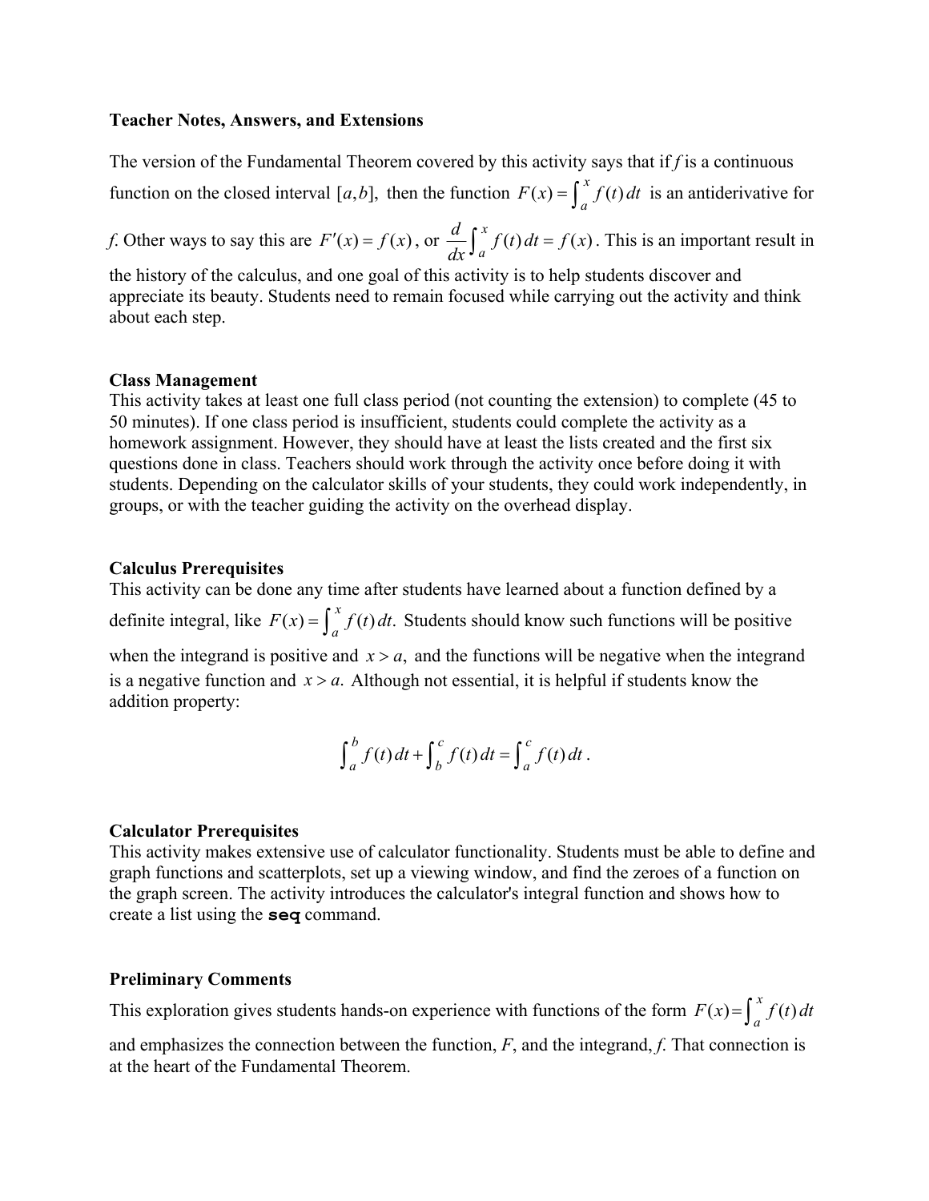**Teacher Notes, Answers, and Extensions**

The version of the Fundamental Theorem covered by this activity says that if *f* is a continuous function on the closed interval $[a,b]$, then the function $F(x) = \int_a^x f(t)\,dt$ is an antiderivative for *f*. Other ways to say this are $F'(x) = f(x)$, or $\frac{d}{dx}\int_a^x f(t)\,dt = f(x)$. This is an important result in the history of the calculus, and one goal of this activity is to help students discover and appreciate its beauty. Students need to remain focused while carrying out the activity and think about each step.

**Class Management**

This activity takes at least one full class period (not counting the extension) to complete (45 to 50 minutes). If one class period is insufficient, students could complete the activity as a homework assignment. However, they should have at least the lists created and the first six questions done in class. Teachers should work through the activity once before doing it with students. Depending on the calculator skills of your students, they could work independently, in groups, or with the teacher guiding the activity on the overhead display.

**Calculus Prerequisites**

This activity can be done any time after students have learned about a function defined by a definite integral, like $F(x) = \int_a^x f(t)\,dt$. Students should know such functions will be positive when the integrand is positive and $x > a$, and the functions will be negative when the integrand is a negative function and $x > a$. Although not essential, it is helpful if students know the addition property:

$$\int_a^b f(t)\,dt + \int_b^c f(t)\,dt = \int_a^c f(t)\,dt\,.$$

**Calculator Prerequisites**

This activity makes extensive use of calculator functionality. Students must be able to define and graph functions and scatterplots, set up a viewing window, and find the zeroes of a function on the graph screen. The activity introduces the calculator's integral function and shows how to create a list using the **`seq`** command.

**Preliminary Comments**

This exploration gives students hands-on experience with functions of the form $F(x) = \int_a^x f(t)\,dt$ and emphasizes the connection between the function, *F*, and the integrand, *f*. That connection is at the heart of the Fundamental Theorem.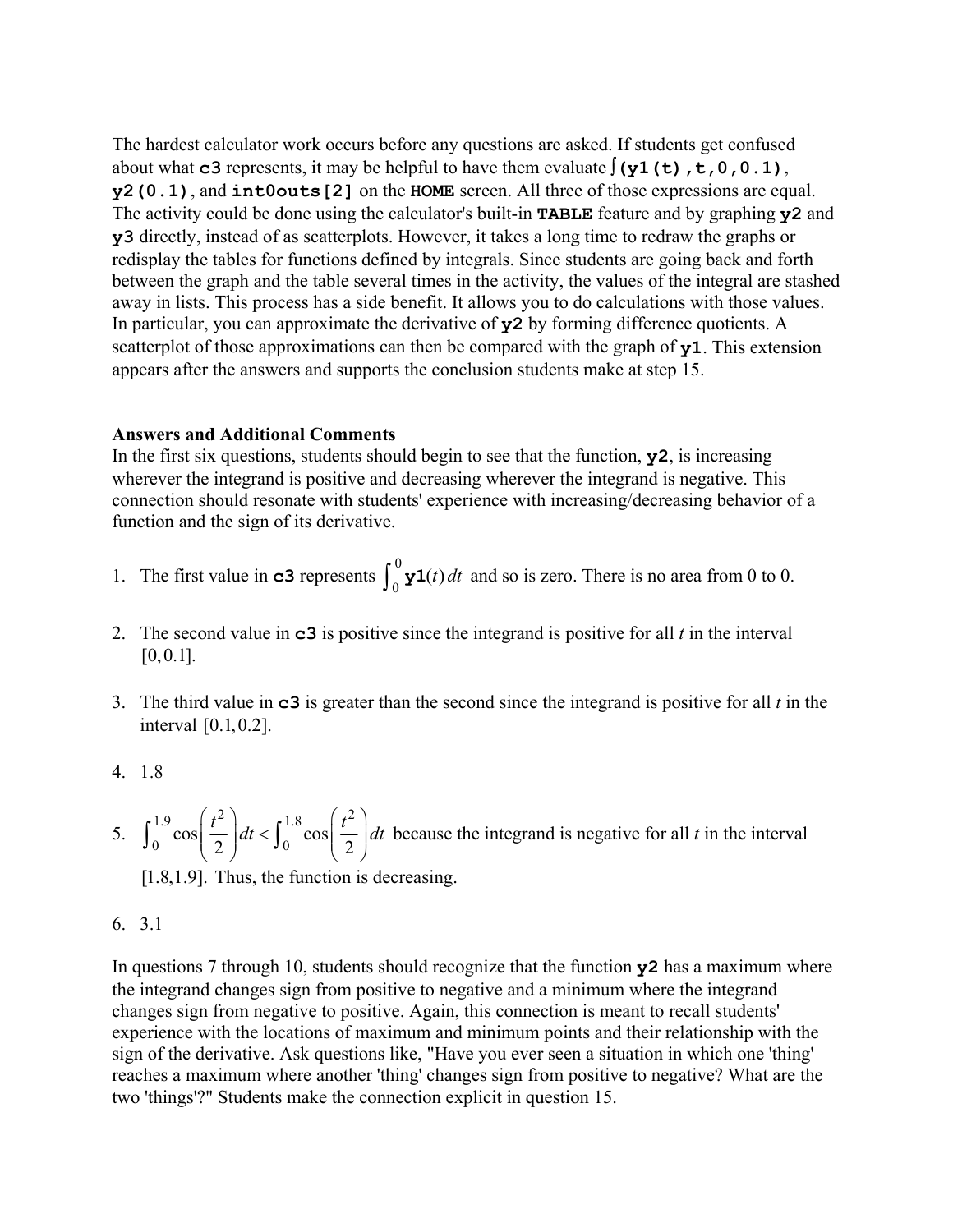The hardest calculator work occurs before any questions are asked. If students get confused about what **`c3`** represents, it may be helpful to have them evaluate **`∫(y1(t),t,0,0.1)`**, **`y2(0.1)`**, and **`int0outs[2]`** on the **HOME** screen. All three of those expressions are equal. The activity could be done using the calculator's built-in **TABLE** feature and by graphing **`y2`** and **`y3`** directly, instead of as scatterplots. However, it takes a long time to redraw the graphs or redisplay the tables for functions defined by integrals. Since students are going back and forth between the graph and the table several times in the activity, the values of the integral are stashed away in lists. This process has a side benefit. It allows you to do calculations with those values. In particular, you can approximate the derivative of **`y2`** by forming difference quotients. A scatterplot of those approximations can then be compared with the graph of **`y1`**. This extension appears after the answers and supports the conclusion students make at step 15.

**Answers and Additional Comments**

In the first six questions, students should begin to see that the function, **`y2`**, is increasing wherever the integrand is positive and decreasing wherever the integrand is negative. This connection should resonate with students' experience with increasing/decreasing behavior of a function and the sign of its derivative.

1. The first value in **`c3`** represents $\int_0^0 \mathbf{y1}(t)\,dt$ and so is zero. There is no area from 0 to 0.

2. The second value in **`c3`** is positive since the integrand is positive for all $t$ in the interval $[0, 0.1]$.

3. The third value in **`c3`** is greater than the second since the integrand is positive for all $t$ in the interval $[0.1, 0.2]$.

4. 1.8

5. $\int_0^{1.9} \cos\left(\frac{t^2}{2}\right) dt < \int_0^{1.8} \cos\left(\frac{t^2}{2}\right) dt$ because the integrand is negative for all $t$ in the interval $[1.8, 1.9]$. Thus, the function is decreasing.

6. 3.1

In questions 7 through 10, students should recognize that the function **`y2`** has a maximum where the integrand changes sign from positive to negative and a minimum where the integrand changes sign from negative to positive. Again, this connection is meant to recall students' experience with the locations of maximum and minimum points and their relationship with the sign of the derivative. Ask questions like, "Have you ever seen a situation in which one 'thing' reaches a maximum where another 'thing' changes sign from positive to negative? What are the two 'things'?" Students make the connection explicit in question 15.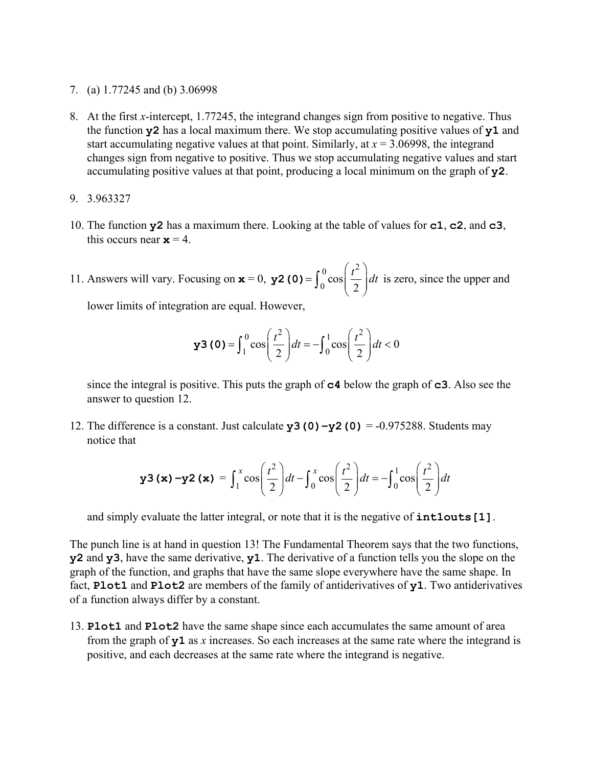7. (a) 1.77245 and (b) 3.06998

8. At the first *x*-intercept, 1.77245, the integrand changes sign from positive to negative. Thus the function **y2** has a local maximum there. We stop accumulating positive values of **y1** and start accumulating negative values at that point. Similarly, at $x = 3.06998$, the integrand changes sign from negative to positive. Thus we stop accumulating negative values and start accumulating positive values at that point, producing a local minimum on the graph of **y2**.

9. 3.963327

10. The function **y2** has a maximum there. Looking at the table of values for **c1**, **c2**, and **c3**, this occurs near **x** = 4.

11. Answers will vary. Focusing on **x** = 0, **y2(0)** $= \int_0^0 \cos\left(\frac{t^2}{2}\right)dt$ is zero, since the upper and lower limits of integration are equal. However,

$$\texttt{y3(0)} = \int_1^0 \cos\left(\frac{t^2}{2}\right)dt = -\int_0^1 \cos\left(\frac{t^2}{2}\right)dt < 0$$

since the integral is positive. This puts the graph of **c4** below the graph of **c3**. Also see the answer to question 12.

12. The difference is a constant. Just calculate **y3(0)−y2(0)** = -0.975288. Students may notice that

$$\texttt{y3(x)-y2(x)} = \int_1^x \cos\left(\frac{t^2}{2}\right)dt - \int_0^x \cos\left(\frac{t^2}{2}\right)dt = -\int_0^1 \cos\left(\frac{t^2}{2}\right)dt$$

and simply evaluate the latter integral, or note that it is the negative of **int1outs[1]**.

The punch line is at hand in question 13! The Fundamental Theorem says that the two functions, **y2** and **y3**, have the same derivative, **y1**. The derivative of a function tells you the slope on the graph of the function, and graphs that have the same slope everywhere have the same shape. In fact, **Plot1** and **Plot2** are members of the family of antiderivatives of **y1**. Two antiderivatives of a function always differ by a constant.

13. **Plot1** and **Plot2** have the same shape since each accumulates the same amount of area from the graph of **y1** as *x* increases. So each increases at the same rate where the integrand is positive, and each decreases at the same rate where the integrand is negative.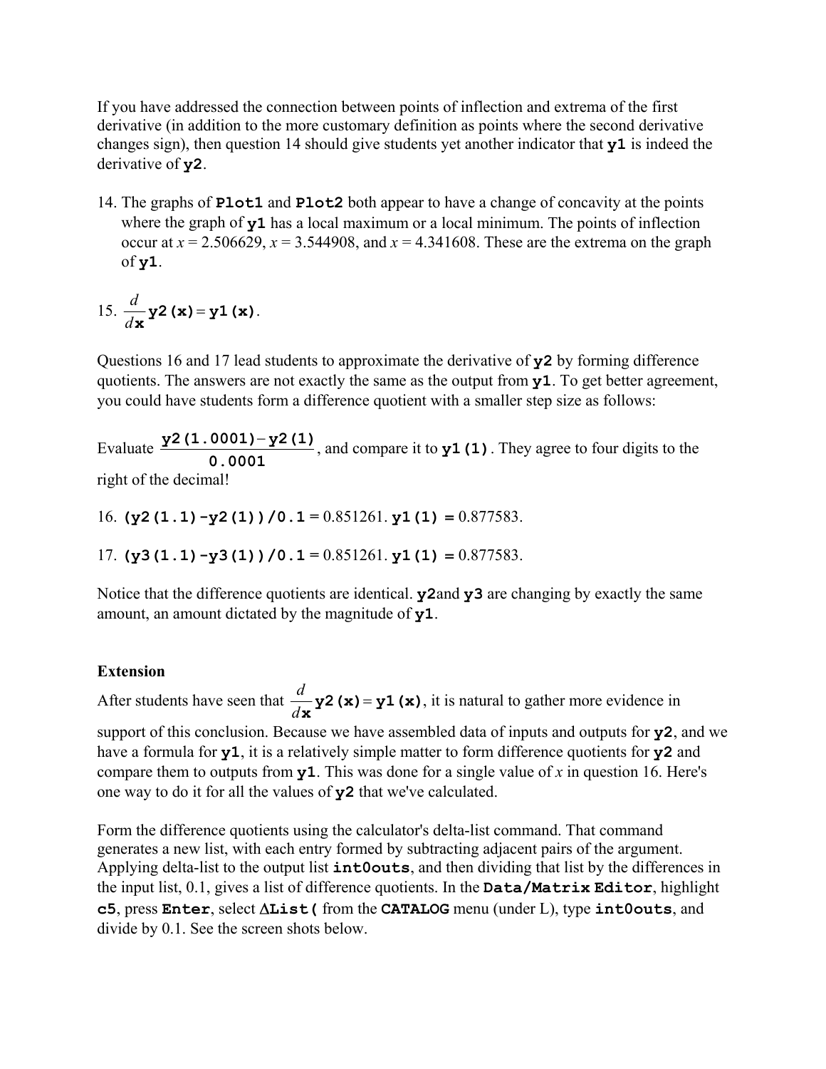If you have addressed the connection between points of inflection and extrema of the first derivative (in addition to the more customary definition as points where the second derivative changes sign), then question 14 should give students yet another indicator that **y1** is indeed the derivative of **y2**.

14. The graphs of **Plot1** and **Plot2** both appear to have a change of concavity at the points where the graph of **y1** has a local maximum or a local minimum. The points of inflection occur at $x = 2.506629$, $x = 3.544908$, and $x = 4.341608$. These are the extrema on the graph of **y1**.

15. $\frac{d}{d\mathbf{x}}\mathbf{y2(x)} = \mathbf{y1(x)}$.

Questions 16 and 17 lead students to approximate the derivative of **y2** by forming difference quotients. The answers are not exactly the same as the output from **y1**. To get better agreement, you could have students form a difference quotient with a smaller step size as follows:

Evaluate $\frac{\mathbf{y2(1.0001)} - \mathbf{y2(1)}}{\mathbf{0.0001}}$, and compare it to **y1(1)**. They agree to four digits to the right of the decimal!

16. **(y2(1.1)-y2(1))/0.1** = 0.851261. **y1(1) =** 0.877583.

17. **(y3(1.1)-y3(1))/0.1** = 0.851261. **y1(1) =** 0.877583.

Notice that the difference quotients are identical. **y2** and **y3** are changing by exactly the same amount, an amount dictated by the magnitude of **y1**.

**Extension**

After students have seen that $\frac{d}{d\mathbf{x}}\mathbf{y2(x)} = \mathbf{y1(x)}$, it is natural to gather more evidence in support of this conclusion. Because we have assembled data of inputs and outputs for **y2**, and we have a formula for **y1**, it is a relatively simple matter to form difference quotients for **y2** and compare them to outputs from **y1**. This was done for a single value of *x* in question 16. Here's one way to do it for all the values of **y2** that we've calculated.

Form the difference quotients using the calculator's delta-list command. That command generates a new list, with each entry formed by subtracting adjacent pairs of the argument. Applying delta-list to the output list **int0outs**, and then dividing that list by the differences in the input list, 0.1, gives a list of difference quotients. In the **Data/Matrix Editor**, highlight **c5**, press **Enter**, select **ΔList(** from the **CATALOG** menu (under L), type **int0outs**, and divide by 0.1. See the screen shots below.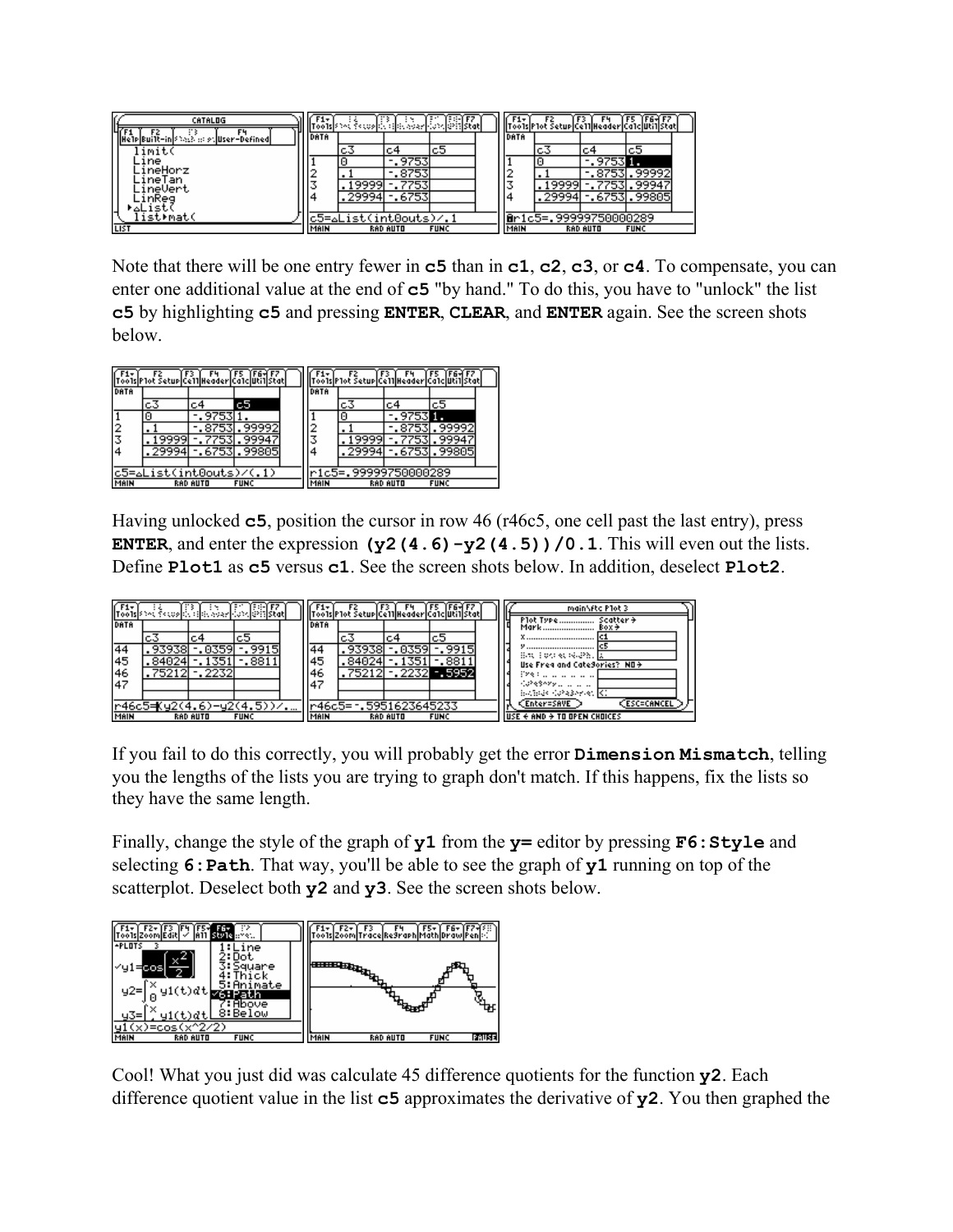Note that there will be one entry fewer in **c5** than in **c1**, **c2**, **c3**, or **c4**. To compensate, you can enter one additional value at the end of **c5** "by hand." To do this, you have to "unlock" the list **c5** by highlighting **c5** and pressing **ENTER**, **CLEAR**, and **ENTER** again. See the screen shots below.

Having unlocked **c5**, position the cursor in row 46 (r46c5, one cell past the last entry), press **ENTER**, and enter the expression **(y2(4.6)-y2(4.5))/0.1**. This will even out the lists. Define **Plot1** as **c5** versus **c1**. See the screen shots below. In addition, deselect **Plot2**.

If you fail to do this correctly, you will probably get the error **Dimension Mismatch**, telling you the lengths of the lists you are trying to graph don't match. If this happens, fix the lists so they have the same length.

Finally, change the style of the graph of **y1** from the **y=** editor by pressing **F6:Style** and selecting **6:Path**. That way, you'll be able to see the graph of **y1** running on top of the scatterplot. Deselect both **y2** and **y3**. See the screen shots below.

Cool! What you just did was calculate 45 difference quotients for the function **y2**. Each difference quotient value in the list **c5** approximates the derivative of **y2**. You then graphed the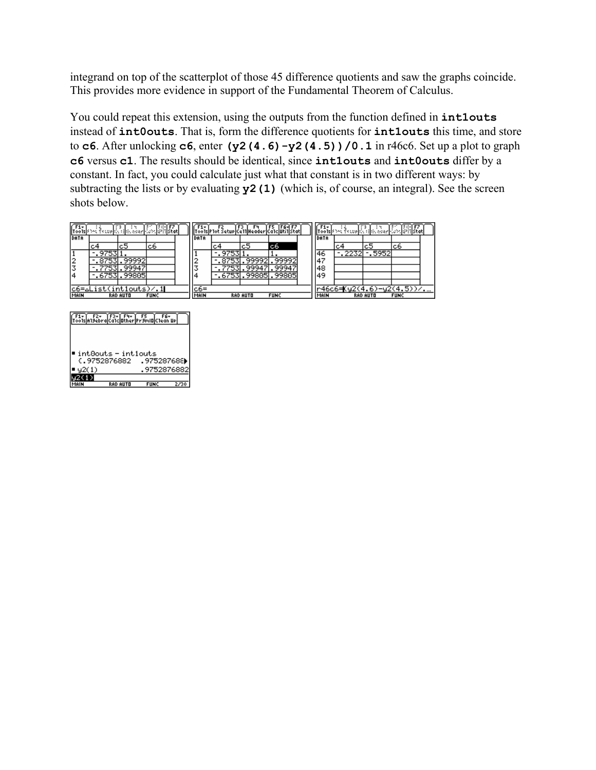integrand on top of the scatterplot of those 45 difference quotients and saw the graphs coincide. This provides more evidence in support of the Fundamental Theorem of Calculus.

You could repeat this extension, using the outputs from the function defined in **`int1outs`** instead of **`int0outs`**. That is, form the difference quotients for **`int1outs`** this time, and store to **`c6`**. After unlocking **`c6`**, enter **`(y2(4.6)-y2(4.5))/0.1`** in r46c6. Set up a plot to graph **`c6`** versus **`c1`**. The results should be identical, since **`int1outs`** and **`int0outs`** differ by a constant. In fact, you could calculate just what that constant is in two different ways: by subtracting the lists or by evaluating **`y2(1)`** (which is, of course, an integral). See the screen shots below.